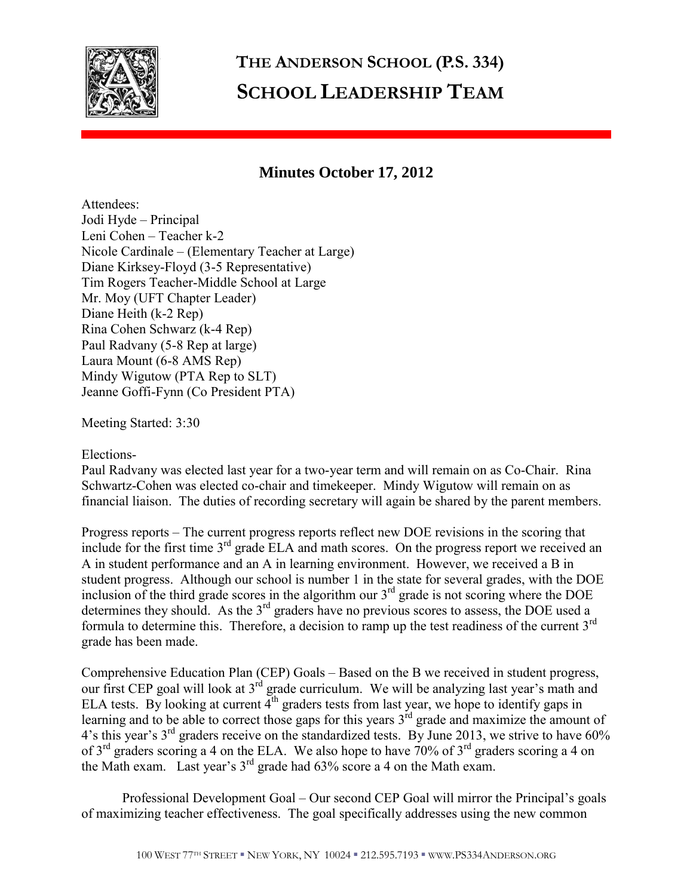# THE ANDERSON SCHOOL (P.S. 334)
# SCHOOL LEADERSHIP TEAM

## Minutes October 17, 2012

Attendees:
Jodi Hyde – Principal
Leni Cohen – Teacher k-2
Nicole Cardinale – (Elementary Teacher at Large)
Diane Kirksey-Floyd (3-5 Representative)
Tim Rogers Teacher-Middle School at Large
Mr. Moy (UFT Chapter Leader)
Diane Heith (k-2 Rep)
Rina Cohen Schwarz (k-4 Rep)
Paul Radvany (5-8 Rep at large)
Laura Mount (6-8 AMS Rep)
Mindy Wigutow (PTA Rep to SLT)
Jeanne Goffi-Fynn (Co President PTA)

Meeting Started: 3:30

Elections-
Paul Radvany was elected last year for a two-year term and will remain on as Co-Chair. Rina Schwartz-Cohen was elected co-chair and timekeeper. Mindy Wigutow will remain on as financial liaison. The duties of recording secretary will again be shared by the parent members.

Progress reports – The current progress reports reflect new DOE revisions in the scoring that include for the first time 3rd grade ELA and math scores. On the progress report we received an A in student performance and an A in learning environment. However, we received a B in student progress. Although our school is number 1 in the state for several grades, with the DOE inclusion of the third grade scores in the algorithm our 3rd grade is not scoring where the DOE determines they should. As the 3rd graders have no previous scores to assess, the DOE used a formula to determine this. Therefore, a decision to ramp up the test readiness of the current 3rd grade has been made.

Comprehensive Education Plan (CEP) Goals – Based on the B we received in student progress, our first CEP goal will look at 3rd grade curriculum. We will be analyzing last year's math and ELA tests. By looking at current 4th graders tests from last year, we hope to identify gaps in learning and to be able to correct those gaps for this years 3rd grade and maximize the amount of 4's this year's 3rd graders receive on the standardized tests. By June 2013, we strive to have 60% of 3rd graders scoring a 4 on the ELA. We also hope to have 70% of 3rd graders scoring a 4 on the Math exam. Last year's 3rd grade had 63% score a 4 on the Math exam.

Professional Development Goal – Our second CEP Goal will mirror the Principal's goals of maximizing teacher effectiveness. The goal specifically addresses using the new common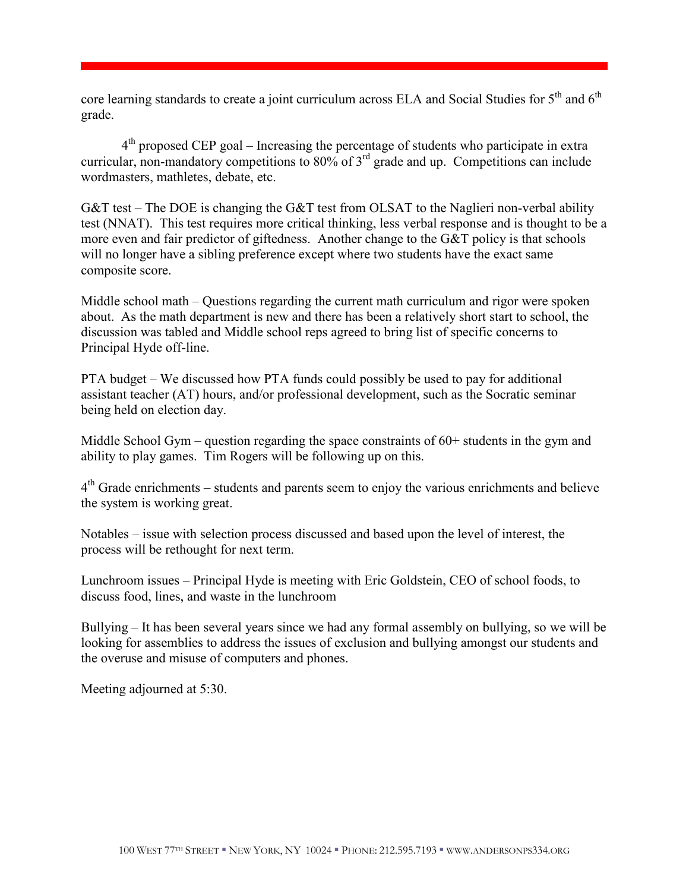core learning standards to create a joint curriculum across ELA and Social Studies for 5th and 6th grade.

4th proposed CEP goal – Increasing the percentage of students who participate in extra curricular, non-mandatory competitions to 80% of 3rd grade and up. Competitions can include wordmasters, mathletes, debate, etc.

G&T test – The DOE is changing the G&T test from OLSAT to the Naglieri non-verbal ability test (NNAT). This test requires more critical thinking, less verbal response and is thought to be a more even and fair predictor of giftedness. Another change to the G&T policy is that schools will no longer have a sibling preference except where two students have the exact same composite score.

Middle school math – Questions regarding the current math curriculum and rigor were spoken about. As the math department is new and there has been a relatively short start to school, the discussion was tabled and Middle school reps agreed to bring list of specific concerns to Principal Hyde off-line.

PTA budget – We discussed how PTA funds could possibly be used to pay for additional assistant teacher (AT) hours, and/or professional development, such as the Socratic seminar being held on election day.

Middle School Gym – question regarding the space constraints of 60+ students in the gym and ability to play games. Tim Rogers will be following up on this.

4th Grade enrichments – students and parents seem to enjoy the various enrichments and believe the system is working great.

Notables – issue with selection process discussed and based upon the level of interest, the process will be rethought for next term.

Lunchroom issues – Principal Hyde is meeting with Eric Goldstein, CEO of school foods, to discuss food, lines, and waste in the lunchroom

Bullying – It has been several years since we had any formal assembly on bullying, so we will be looking for assemblies to address the issues of exclusion and bullying amongst our students and the overuse and misuse of computers and phones.

Meeting adjourned at 5:30.